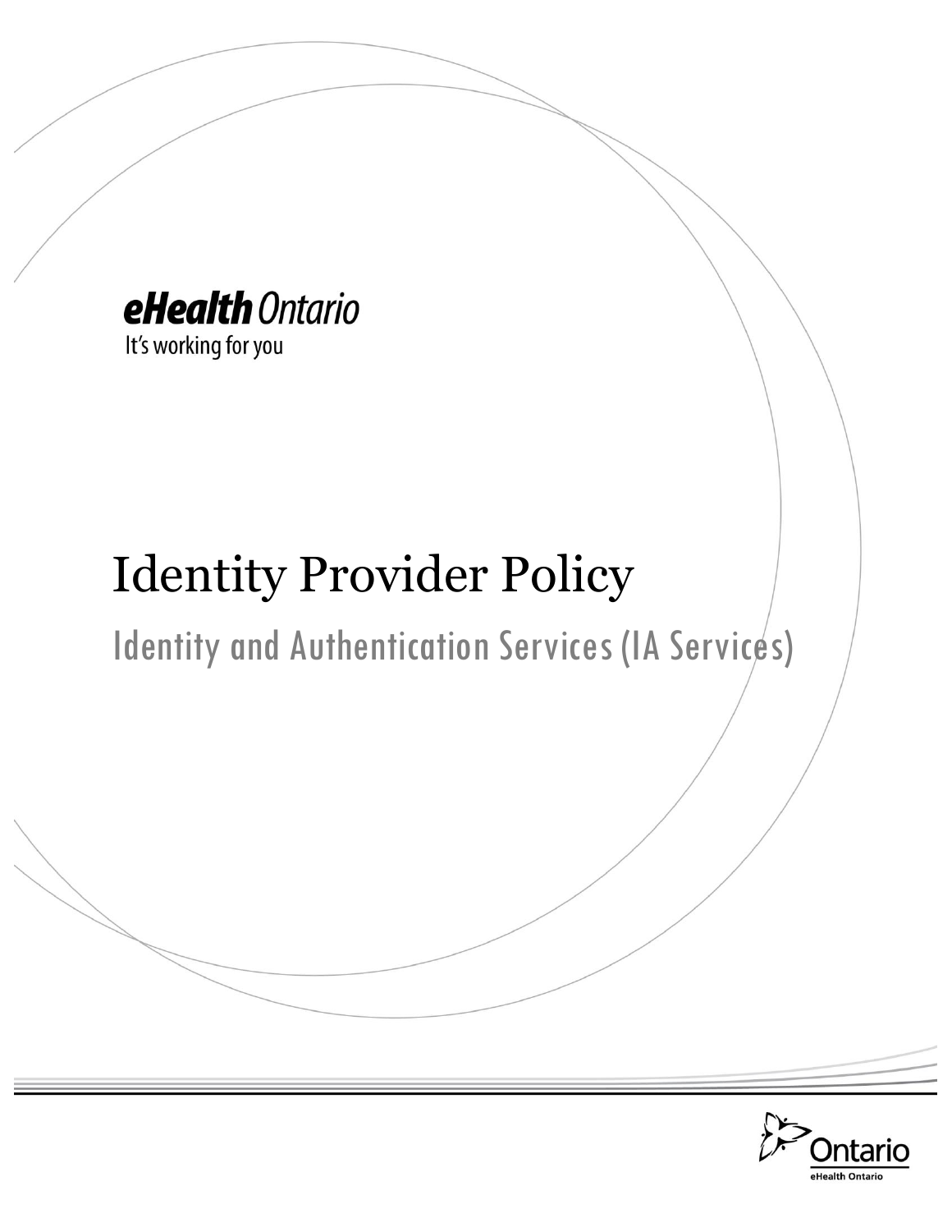eHealth Ontario

It's working for you

# Identity Provider Policy

## Identity and Authentication Services (IA Services)

Ontario

eHealth Ontario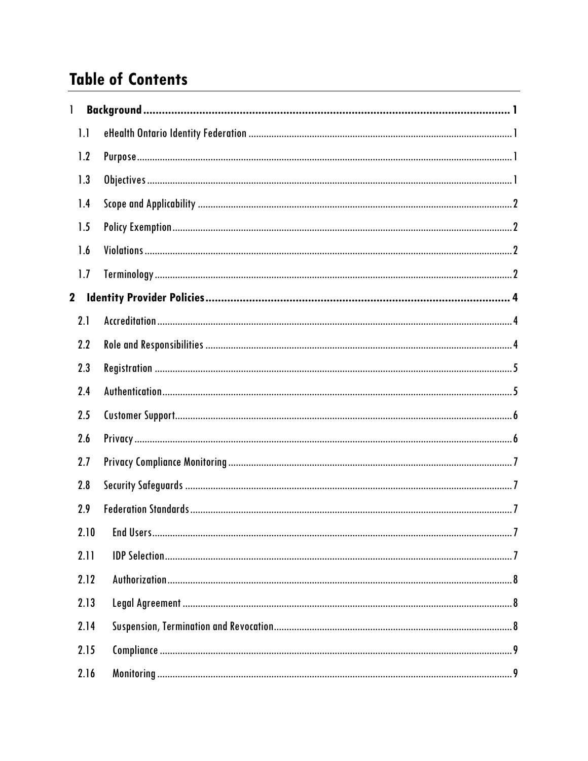# Table of Contents

- 1 Background ..... 1
  - 1.1 eHealth Ontario Identity Federation ..... 1
  - 1.2 Purpose ..... 1
  - 1.3 Objectives ..... 1
  - 1.4 Scope and Applicability ..... 2
  - 1.5 Policy Exemption ..... 2
  - 1.6 Violations ..... 2
  - 1.7 Terminology ..... 2
- 2 Identity Provider Policies ..... 4
  - 2.1 Accreditation ..... 4
  - 2.2 Role and Responsibilities ..... 4
  - 2.3 Registration ..... 5
  - 2.4 Authentication ..... 5
  - 2.5 Customer Support ..... 6
  - 2.6 Privacy ..... 6
  - 2.7 Privacy Compliance Monitoring ..... 7
  - 2.8 Security Safeguards ..... 7
  - 2.9 Federation Standards ..... 7
  - 2.10 End Users ..... 7
  - 2.11 IDP Selection ..... 7
  - 2.12 Authorization ..... 8
  - 2.13 Legal Agreement ..... 8
  - 2.14 Suspension, Termination and Revocation ..... 8
  - 2.15 Compliance ..... 9
  - 2.16 Monitoring ..... 9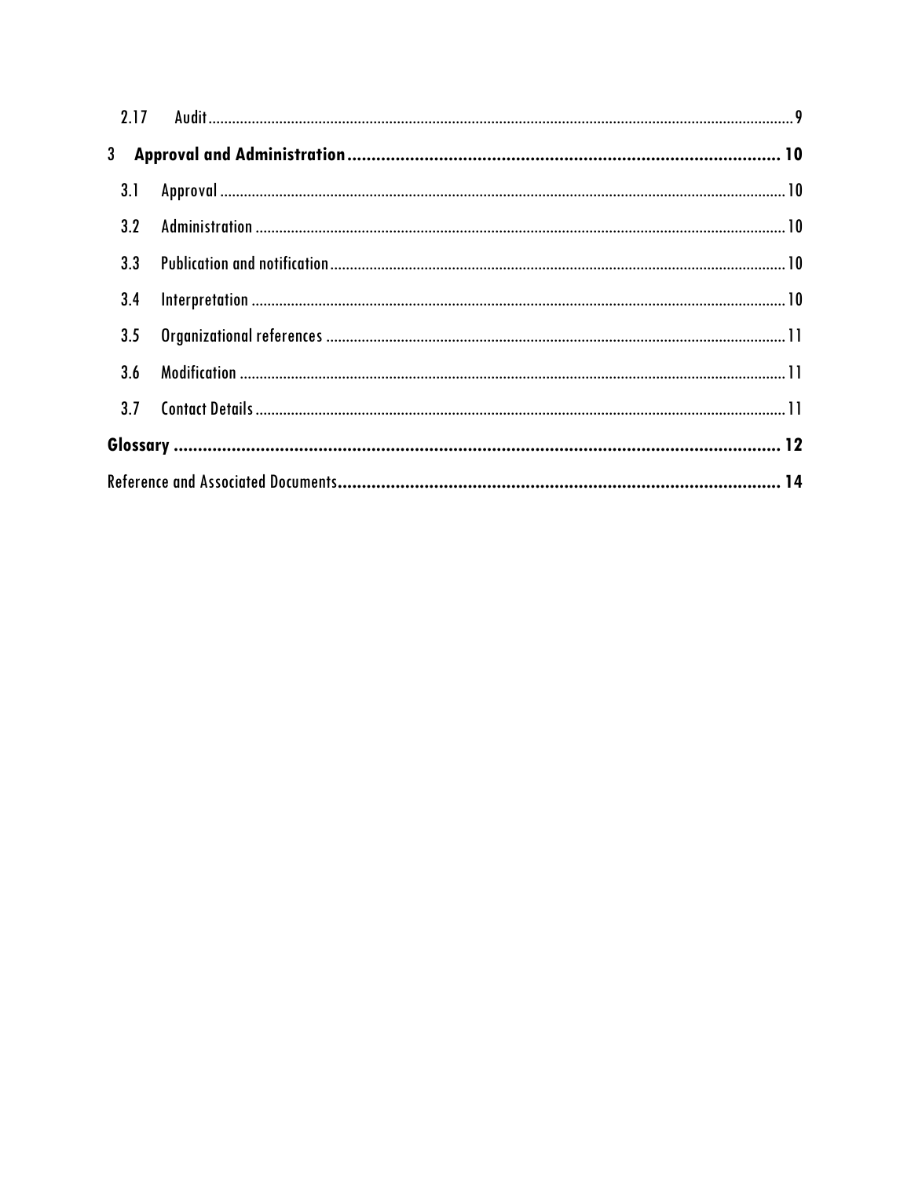2.17 Audit ... 9

**3 Approval and Administration ... 10**

3.1 Approval ... 10

3.2 Administration ... 10

3.3 Publication and notification ... 10

3.4 Interpretation ... 10

3.5 Organizational references ... 11

3.6 Modification ... 11

3.7 Contact Details ... 11

**Glossary ... 12**

Reference and Associated Documents ... **14**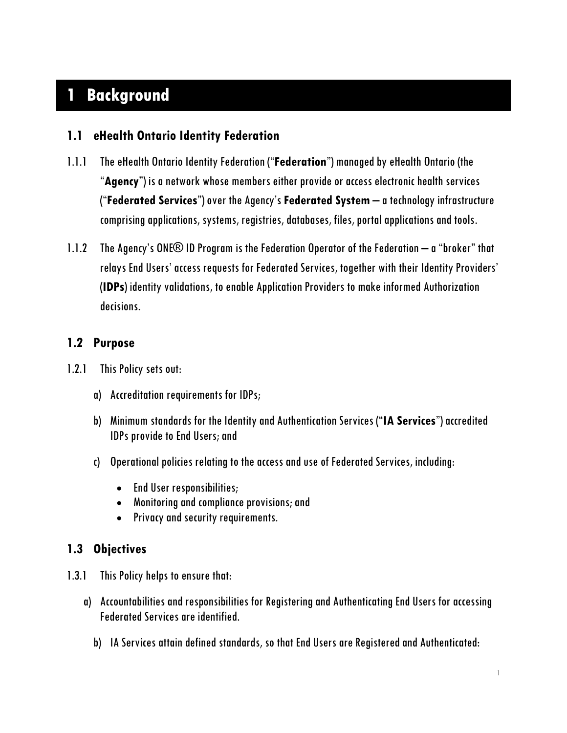# 1 Background

## 1.1 eHealth Ontario Identity Federation

1.1.1 The eHealth Ontario Identity Federation ("**Federation**") managed by eHealth Ontario (the "**Agency**") is a network whose members either provide or access electronic health services ("**Federated Services**") over the Agency's **Federated System** – a technology infrastructure comprising applications, systems, registries, databases, files, portal applications and tools.

1.1.2 The Agency's ONE® ID Program is the Federation Operator of the Federation – a "broker" that relays End Users' access requests for Federated Services, together with their Identity Providers' (**IDPs**) identity validations, to enable Application Providers to make informed Authorization decisions.

## 1.2 Purpose

1.2.1 This Policy sets out:

a) Accreditation requirements for IDPs;

b) Minimum standards for the Identity and Authentication Services ("**IA Services**") accredited IDPs provide to End Users; and

c) Operational policies relating to the access and use of Federated Services, including:

- End User responsibilities;
- Monitoring and compliance provisions; and
- Privacy and security requirements.

## 1.3 Objectives

1.3.1 This Policy helps to ensure that:

a) Accountabilities and responsibilities for Registering and Authenticating End Users for accessing Federated Services are identified.

b) IA Services attain defined standards, so that End Users are Registered and Authenticated: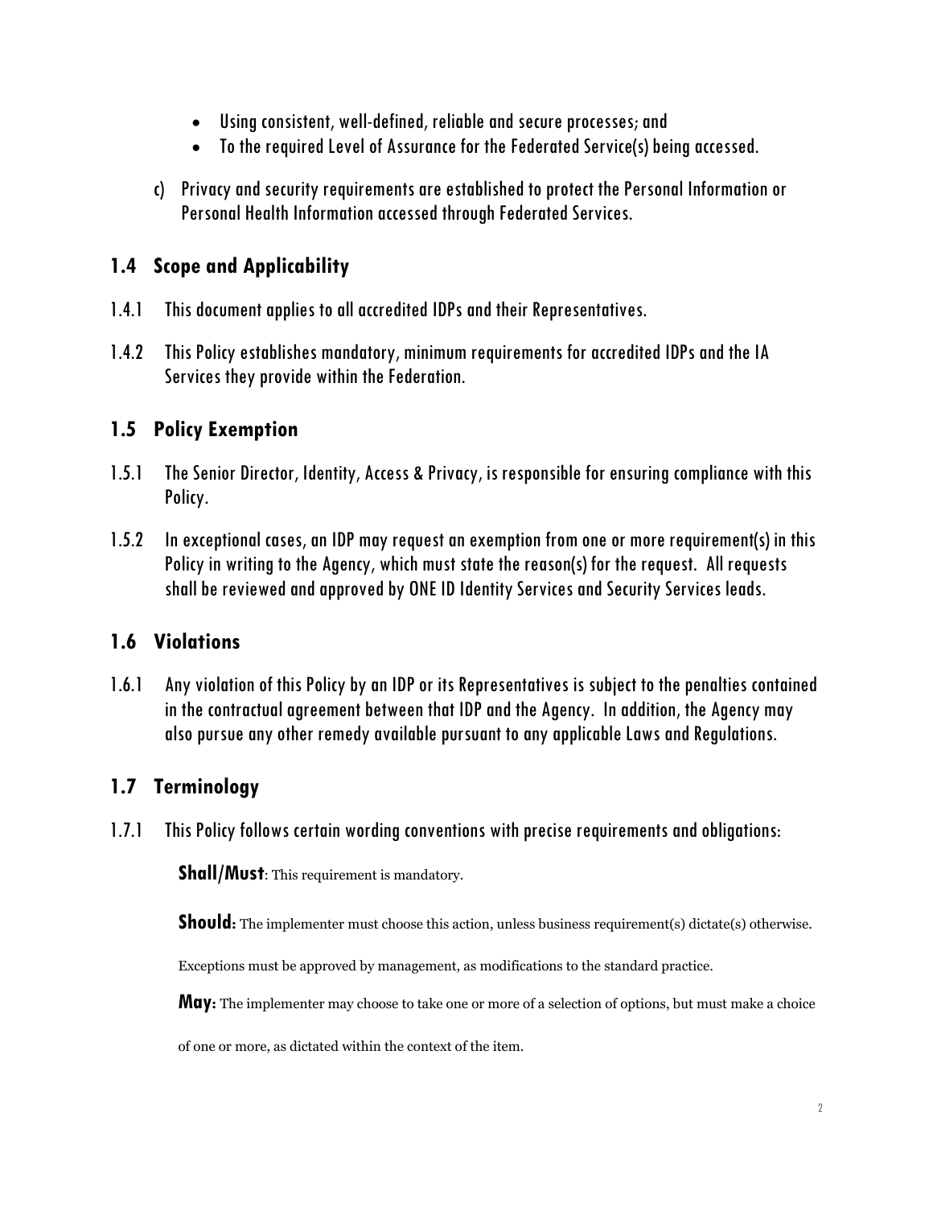- Using consistent, well-defined, reliable and secure processes; and
- To the required Level of Assurance for the Federated Service(s) being accessed.

c) Privacy and security requirements are established to protect the Personal Information or Personal Health Information accessed through Federated Services.

## 1.4 Scope and Applicability

1.4.1 This document applies to all accredited IDPs and their Representatives.

1.4.2 This Policy establishes mandatory, minimum requirements for accredited IDPs and the IA Services they provide within the Federation.

## 1.5 Policy Exemption

1.5.1 The Senior Director, Identity, Access & Privacy, is responsible for ensuring compliance with this Policy.

1.5.2 In exceptional cases, an IDP may request an exemption from one or more requirement(s) in this Policy in writing to the Agency, which must state the reason(s) for the request. All requests shall be reviewed and approved by ONE ID Identity Services and Security Services leads.

## 1.6 Violations

1.6.1 Any violation of this Policy by an IDP or its Representatives is subject to the penalties contained in the contractual agreement between that IDP and the Agency. In addition, the Agency may also pursue any other remedy available pursuant to any applicable Laws and Regulations.

## 1.7 Terminology

1.7.1 This Policy follows certain wording conventions with precise requirements and obligations:

**Shall/Must**: This requirement is mandatory.

**Should:** The implementer must choose this action, unless business requirement(s) dictate(s) otherwise.

Exceptions must be approved by management, as modifications to the standard practice.

**May:** The implementer may choose to take one or more of a selection of options, but must make a choice of one or more, as dictated within the context of the item.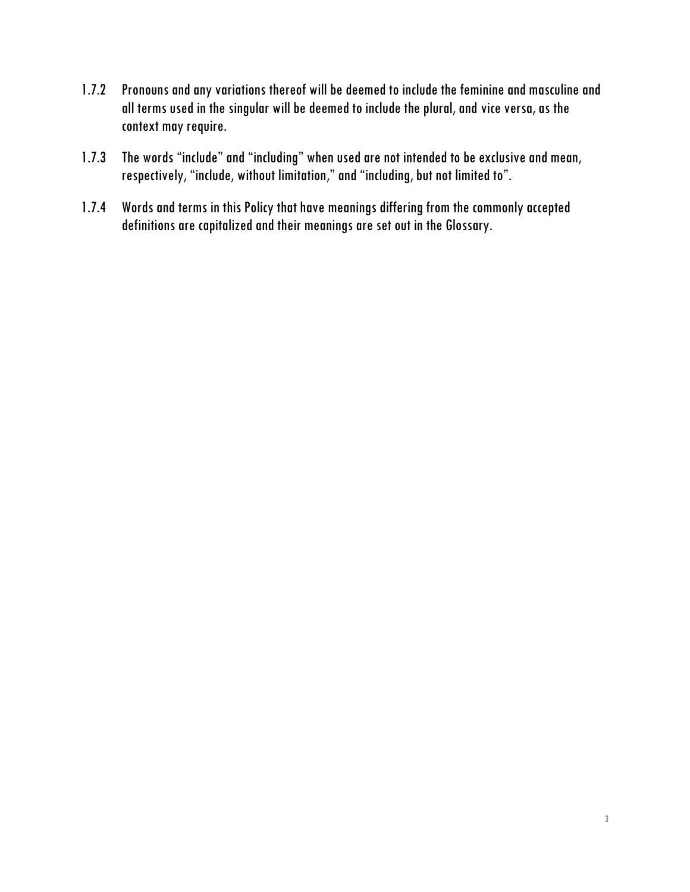1.7.2 Pronouns and any variations thereof will be deemed to include the feminine and masculine and all terms used in the singular will be deemed to include the plural, and vice versa, as the context may require.

1.7.3 The words "include" and "including" when used are not intended to be exclusive and mean, respectively, "include, without limitation," and "including, but not limited to".

1.7.4 Words and terms in this Policy that have meanings differing from the commonly accepted definitions are capitalized and their meanings are set out in the Glossary.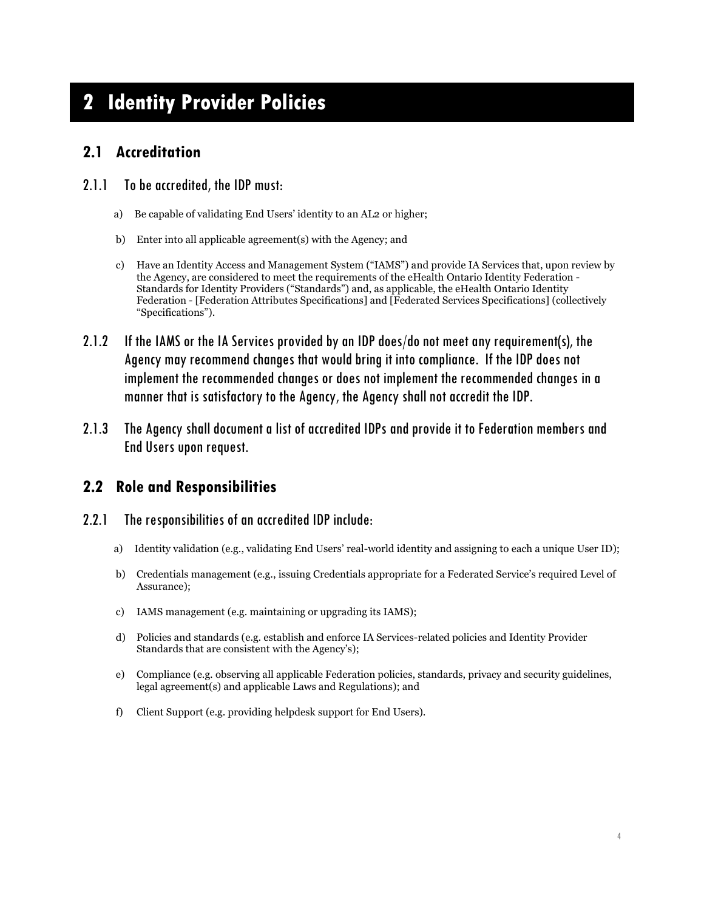# 2 Identity Provider Policies

## 2.1 Accreditation

### 2.1.1 To be accredited, the IDP must:

a) Be capable of validating End Users' identity to an AL2 or higher;

b) Enter into all applicable agreement(s) with the Agency; and

c) Have an Identity Access and Management System ("IAMS") and provide IA Services that, upon review by the Agency, are considered to meet the requirements of the eHealth Ontario Identity Federation - Standards for Identity Providers ("Standards") and, as applicable, the eHealth Ontario Identity Federation - [Federation Attributes Specifications] and [Federated Services Specifications] (collectively "Specifications").

### 2.1.2 If the IAMS or the IA Services provided by an IDP does/do not meet any requirement(s), the Agency may recommend changes that would bring it into compliance. If the IDP does not implement the recommended changes or does not implement the recommended changes in a manner that is satisfactory to the Agency, the Agency shall not accredit the IDP.

### 2.1.3 The Agency shall document a list of accredited IDPs and provide it to Federation members and End Users upon request.

## 2.2 Role and Responsibilities

### 2.2.1 The responsibilities of an accredited IDP include:

a) Identity validation (e.g., validating End Users' real-world identity and assigning to each a unique User ID);

b) Credentials management (e.g., issuing Credentials appropriate for a Federated Service's required Level of Assurance);

c) IAMS management (e.g. maintaining or upgrading its IAMS);

d) Policies and standards (e.g. establish and enforce IA Services-related policies and Identity Provider Standards that are consistent with the Agency's);

e) Compliance (e.g. observing all applicable Federation policies, standards, privacy and security guidelines, legal agreement(s) and applicable Laws and Regulations); and

f) Client Support (e.g. providing helpdesk support for End Users).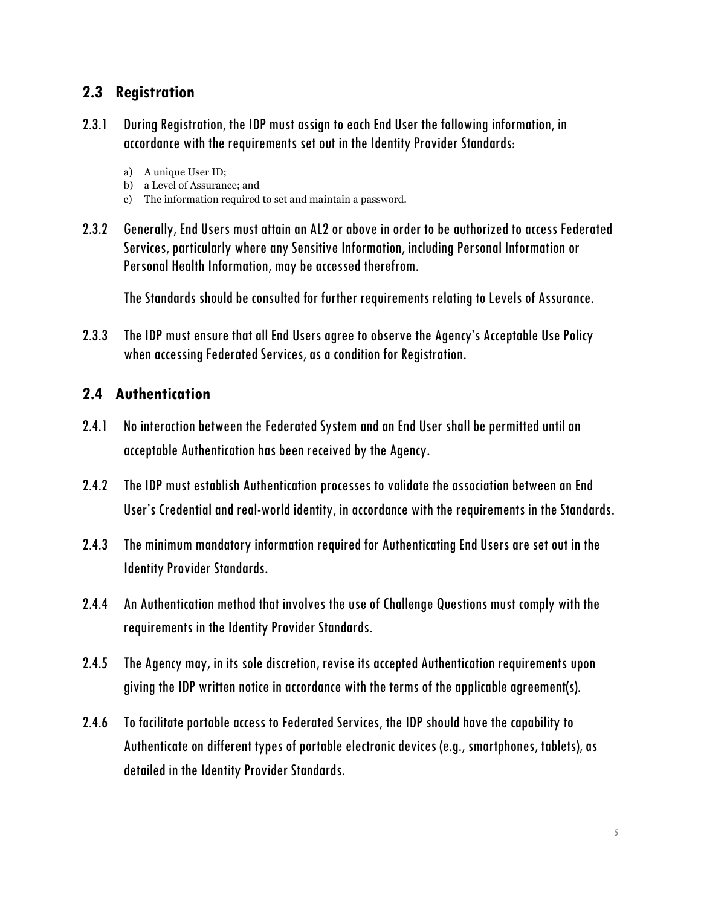## 2.3 Registration

2.3.1 During Registration, the IDP must assign to each End User the following information, in accordance with the requirements set out in the Identity Provider Standards:

a) A unique User ID;
b) a Level of Assurance; and
c) The information required to set and maintain a password.

2.3.2 Generally, End Users must attain an AL2 or above in order to be authorized to access Federated Services, particularly where any Sensitive Information, including Personal Information or Personal Health Information, may be accessed therefrom.

The Standards should be consulted for further requirements relating to Levels of Assurance.

2.3.3 The IDP must ensure that all End Users agree to observe the Agency's Acceptable Use Policy when accessing Federated Services, as a condition for Registration.

## 2.4 Authentication

2.4.1 No interaction between the Federated System and an End User shall be permitted until an acceptable Authentication has been received by the Agency.

2.4.2 The IDP must establish Authentication processes to validate the association between an End User's Credential and real-world identity, in accordance with the requirements in the Standards.

2.4.3 The minimum mandatory information required for Authenticating End Users are set out in the Identity Provider Standards.

2.4.4 An Authentication method that involves the use of Challenge Questions must comply with the requirements in the Identity Provider Standards.

2.4.5 The Agency may, in its sole discretion, revise its accepted Authentication requirements upon giving the IDP written notice in accordance with the terms of the applicable agreement(s).

2.4.6 To facilitate portable access to Federated Services, the IDP should have the capability to Authenticate on different types of portable electronic devices (e.g., smartphones, tablets), as detailed in the Identity Provider Standards.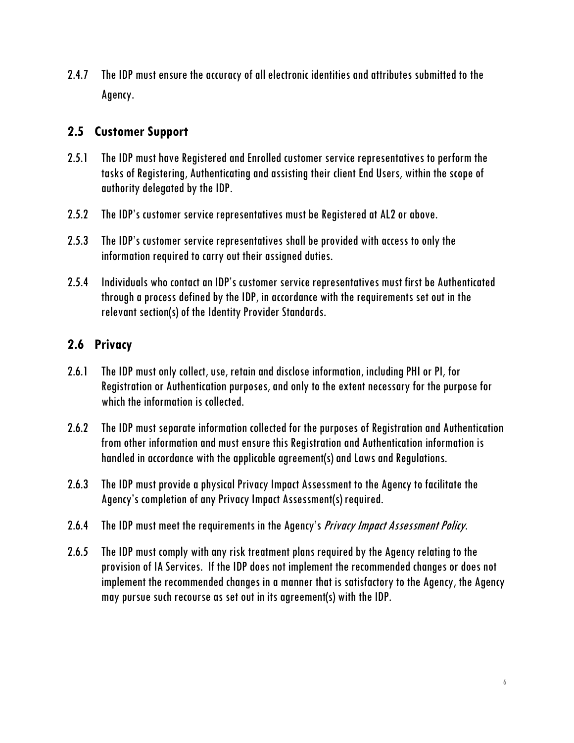2.4.7 The IDP must ensure the accuracy of all electronic identities and attributes submitted to the Agency.

## 2.5 Customer Support

2.5.1 The IDP must have Registered and Enrolled customer service representatives to perform the tasks of Registering, Authenticating and assisting their client End Users, within the scope of authority delegated by the IDP.

2.5.2 The IDP's customer service representatives must be Registered at AL2 or above.

2.5.3 The IDP's customer service representatives shall be provided with access to only the information required to carry out their assigned duties.

2.5.4 Individuals who contact an IDP's customer service representatives must first be Authenticated through a process defined by the IDP, in accordance with the requirements set out in the relevant section(s) of the Identity Provider Standards.

## 2.6 Privacy

2.6.1 The IDP must only collect, use, retain and disclose information, including PHI or PI, for Registration or Authentication purposes, and only to the extent necessary for the purpose for which the information is collected.

2.6.2 The IDP must separate information collected for the purposes of Registration and Authentication from other information and must ensure this Registration and Authentication information is handled in accordance with the applicable agreement(s) and Laws and Regulations.

2.6.3 The IDP must provide a physical Privacy Impact Assessment to the Agency to facilitate the Agency's completion of any Privacy Impact Assessment(s) required.

2.6.4 The IDP must meet the requirements in the Agency's *Privacy Impact Assessment Policy*.

2.6.5 The IDP must comply with any risk treatment plans required by the Agency relating to the provision of IA Services. If the IDP does not implement the recommended changes or does not implement the recommended changes in a manner that is satisfactory to the Agency, the Agency may pursue such recourse as set out in its agreement(s) with the IDP.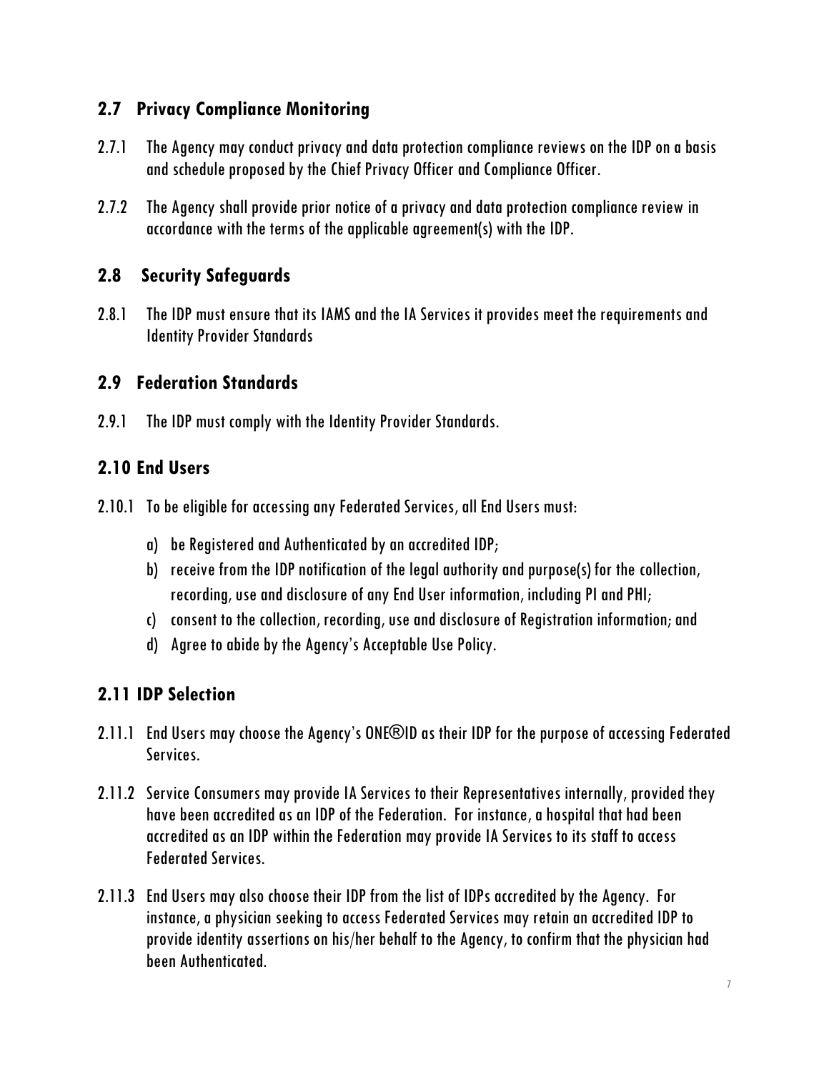## 2.7 Privacy Compliance Monitoring

2.7.1 The Agency may conduct privacy and data protection compliance reviews on the IDP on a basis and schedule proposed by the Chief Privacy Officer and Compliance Officer.

2.7.2 The Agency shall provide prior notice of a privacy and data protection compliance review in accordance with the terms of the applicable agreement(s) with the IDP.

## 2.8 Security Safeguards

2.8.1 The IDP must ensure that its IAMS and the IA Services it provides meet the requirements and Identity Provider Standards

## 2.9 Federation Standards

2.9.1 The IDP must comply with the Identity Provider Standards.

## 2.10 End Users

2.10.1 To be eligible for accessing any Federated Services, all End Users must:

a) be Registered and Authenticated by an accredited IDP;
b) receive from the IDP notification of the legal authority and purpose(s) for the collection, recording, use and disclosure of any End User information, including PI and PHI;
c) consent to the collection, recording, use and disclosure of Registration information; and
d) Agree to abide by the Agency's Acceptable Use Policy.

## 2.11 IDP Selection

2.11.1 End Users may choose the Agency's ONE®ID as their IDP for the purpose of accessing Federated Services.

2.11.2 Service Consumers may provide IA Services to their Representatives internally, provided they have been accredited as an IDP of the Federation. For instance, a hospital that had been accredited as an IDP within the Federation may provide IA Services to its staff to access Federated Services.

2.11.3 End Users may also choose their IDP from the list of IDPs accredited by the Agency. For instance, a physician seeking to access Federated Services may retain an accredited IDP to provide identity assertions on his/her behalf to the Agency, to confirm that the physician had been Authenticated.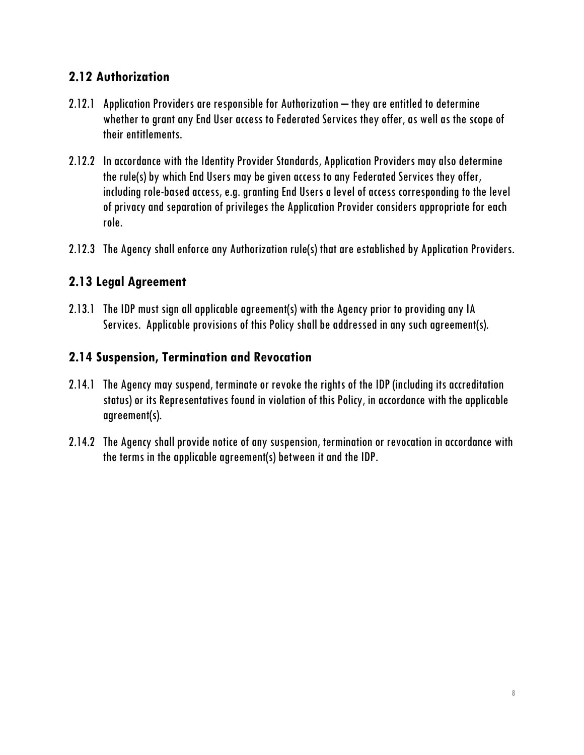## 2.12 Authorization

2.12.1 Application Providers are responsible for Authorization – they are entitled to determine whether to grant any End User access to Federated Services they offer, as well as the scope of their entitlements.

2.12.2 In accordance with the Identity Provider Standards, Application Providers may also determine the rule(s) by which End Users may be given access to any Federated Services they offer, including role-based access, e.g. granting End Users a level of access corresponding to the level of privacy and separation of privileges the Application Provider considers appropriate for each role.

2.12.3 The Agency shall enforce any Authorization rule(s) that are established by Application Providers.

## 2.13 Legal Agreement

2.13.1 The IDP must sign all applicable agreement(s) with the Agency prior to providing any IA Services. Applicable provisions of this Policy shall be addressed in any such agreement(s).

## 2.14 Suspension, Termination and Revocation

2.14.1 The Agency may suspend, terminate or revoke the rights of the IDP (including its accreditation status) or its Representatives found in violation of this Policy, in accordance with the applicable agreement(s).

2.14.2 The Agency shall provide notice of any suspension, termination or revocation in accordance with the terms in the applicable agreement(s) between it and the IDP.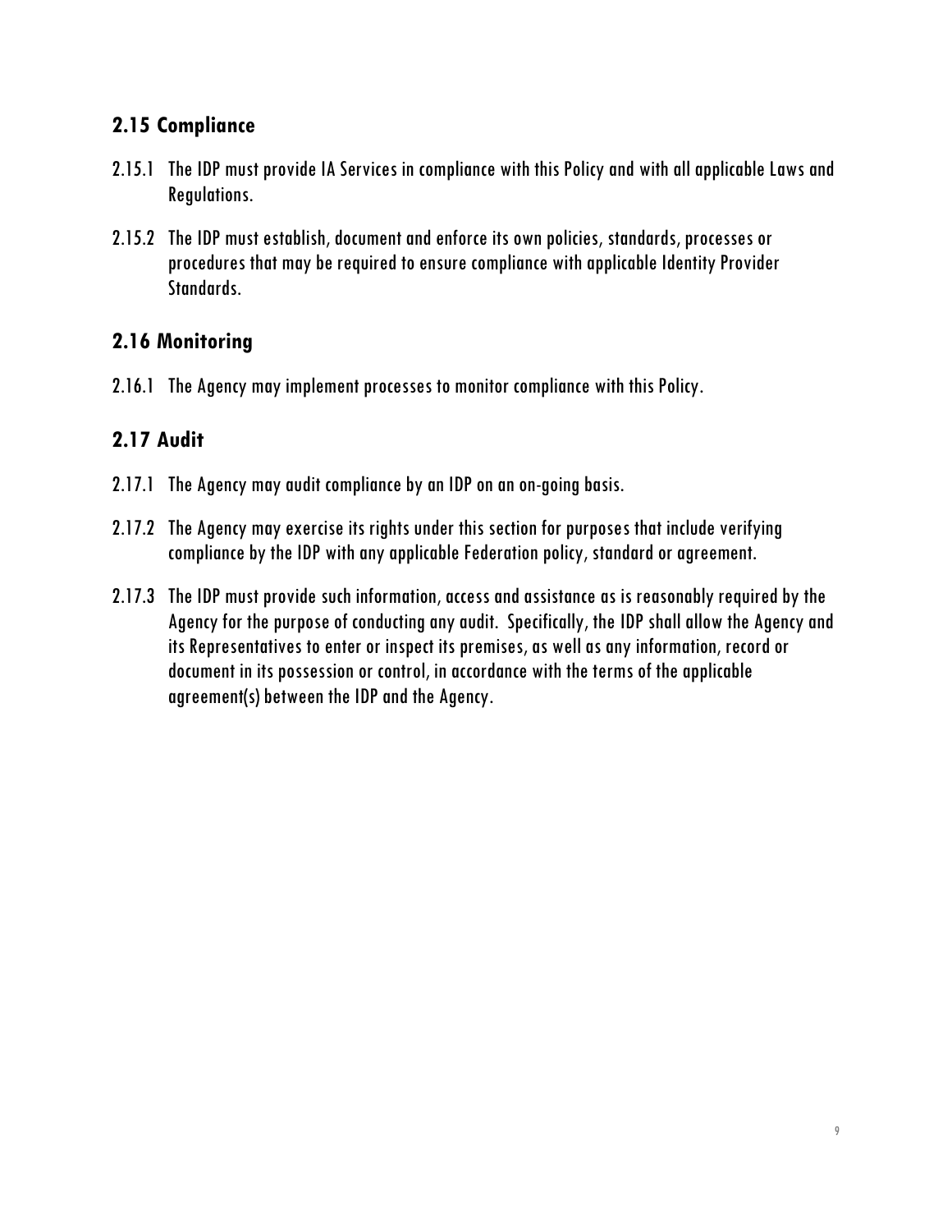## 2.15 Compliance

2.15.1 The IDP must provide IA Services in compliance with this Policy and with all applicable Laws and Regulations.

2.15.2 The IDP must establish, document and enforce its own policies, standards, processes or procedures that may be required to ensure compliance with applicable Identity Provider Standards.

## 2.16 Monitoring

2.16.1 The Agency may implement processes to monitor compliance with this Policy.

## 2.17 Audit

2.17.1 The Agency may audit compliance by an IDP on an on-going basis.

2.17.2 The Agency may exercise its rights under this section for purposes that include verifying compliance by the IDP with any applicable Federation policy, standard or agreement.

2.17.3 The IDP must provide such information, access and assistance as is reasonably required by the Agency for the purpose of conducting any audit. Specifically, the IDP shall allow the Agency and its Representatives to enter or inspect its premises, as well as any information, record or document in its possession or control, in accordance with the terms of the applicable agreement(s) between the IDP and the Agency.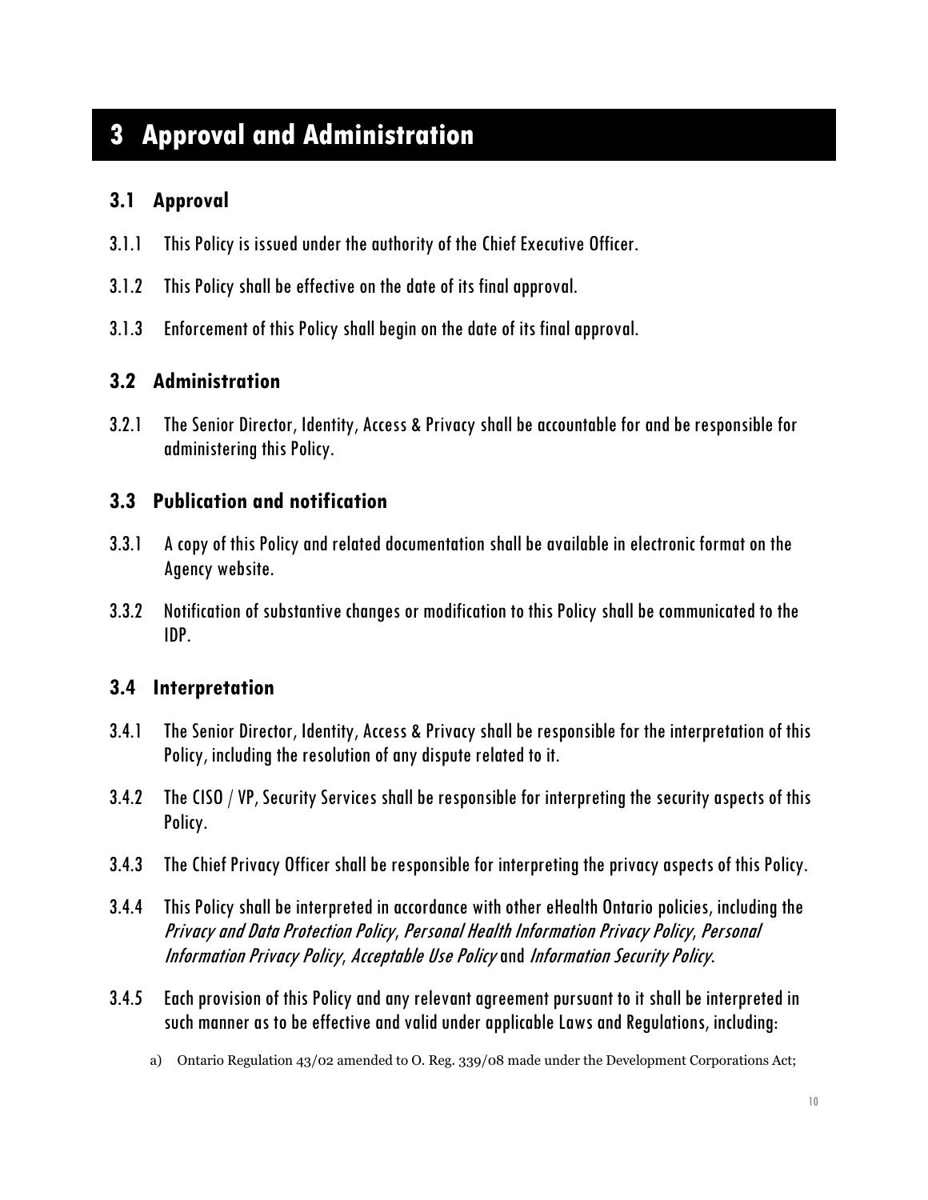# 3 Approval and Administration

## 3.1 Approval

3.1.1 This Policy is issued under the authority of the Chief Executive Officer.

3.1.2 This Policy shall be effective on the date of its final approval.

3.1.3 Enforcement of this Policy shall begin on the date of its final approval.

## 3.2 Administration

3.2.1 The Senior Director, Identity, Access & Privacy shall be accountable for and be responsible for administering this Policy.

## 3.3 Publication and notification

3.3.1 A copy of this Policy and related documentation shall be available in electronic format on the Agency website.

3.3.2 Notification of substantive changes or modification to this Policy shall be communicated to the IDP.

## 3.4 Interpretation

3.4.1 The Senior Director, Identity, Access & Privacy shall be responsible for the interpretation of this Policy, including the resolution of any dispute related to it.

3.4.2 The CISO / VP, Security Services shall be responsible for interpreting the security aspects of this Policy.

3.4.3 The Chief Privacy Officer shall be responsible for interpreting the privacy aspects of this Policy.

3.4.4 This Policy shall be interpreted in accordance with other eHealth Ontario policies, including the *Privacy and Data Protection Policy*, *Personal Health Information Privacy Policy*, *Personal Information Privacy Policy*, *Acceptable Use Policy* and *Information Security Policy*.

3.4.5 Each provision of this Policy and any relevant agreement pursuant to it shall be interpreted in such manner as to be effective and valid under applicable Laws and Regulations, including:

a) Ontario Regulation 43/02 amended to O. Reg. 339/08 made under the Development Corporations Act;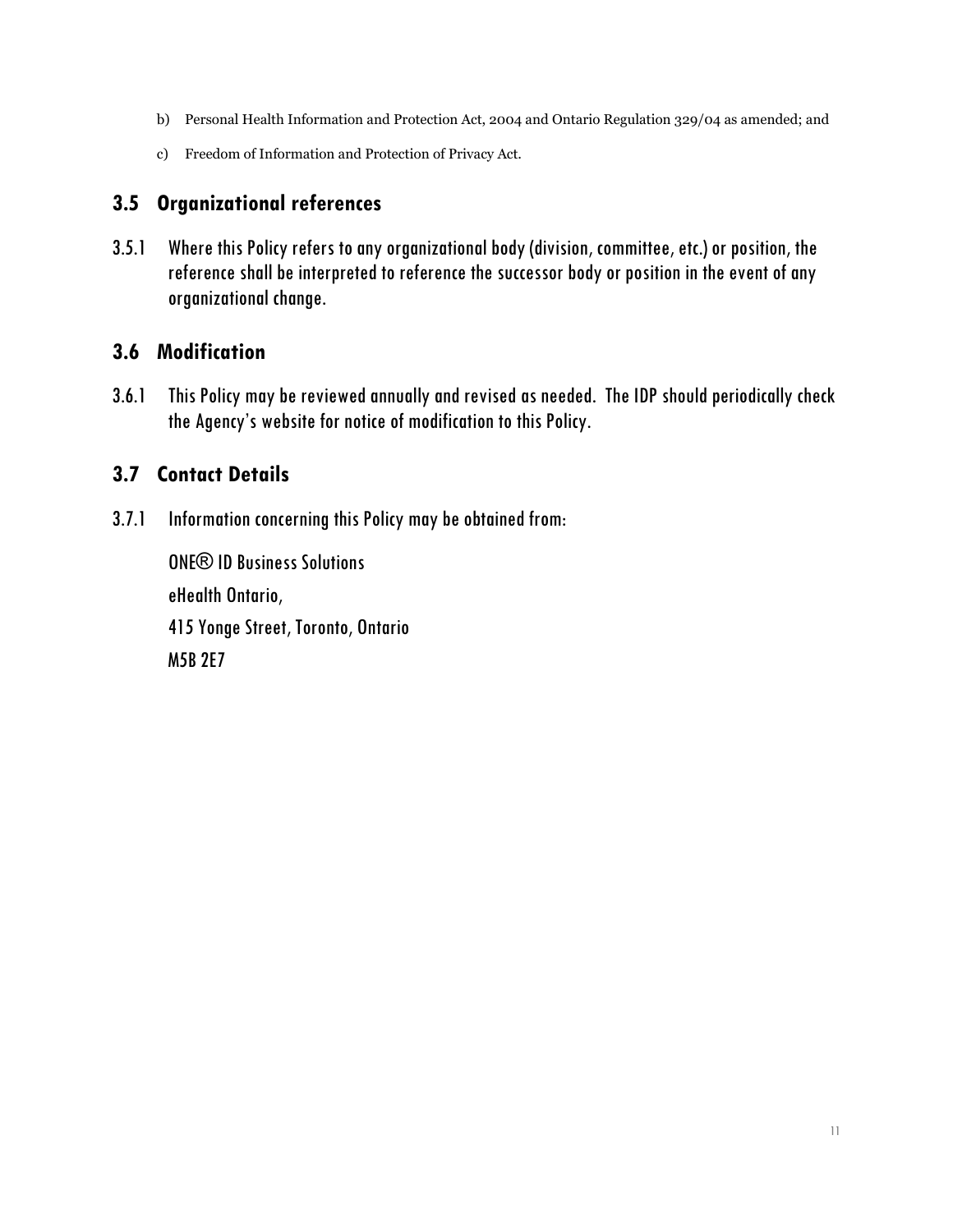b) Personal Health Information and Protection Act, 2004 and Ontario Regulation 329/04 as amended; and

c) Freedom of Information and Protection of Privacy Act.

## 3.5 Organizational references

3.5.1 Where this Policy refers to any organizational body (division, committee, etc.) or position, the reference shall be interpreted to reference the successor body or position in the event of any organizational change.

## 3.6 Modification

3.6.1 This Policy may be reviewed annually and revised as needed. The IDP should periodically check the Agency's website for notice of modification to this Policy.

## 3.7 Contact Details

3.7.1 Information concerning this Policy may be obtained from:

ONE® ID Business Solutions

eHealth Ontario,

415 Yonge Street, Toronto, Ontario

M5B 2E7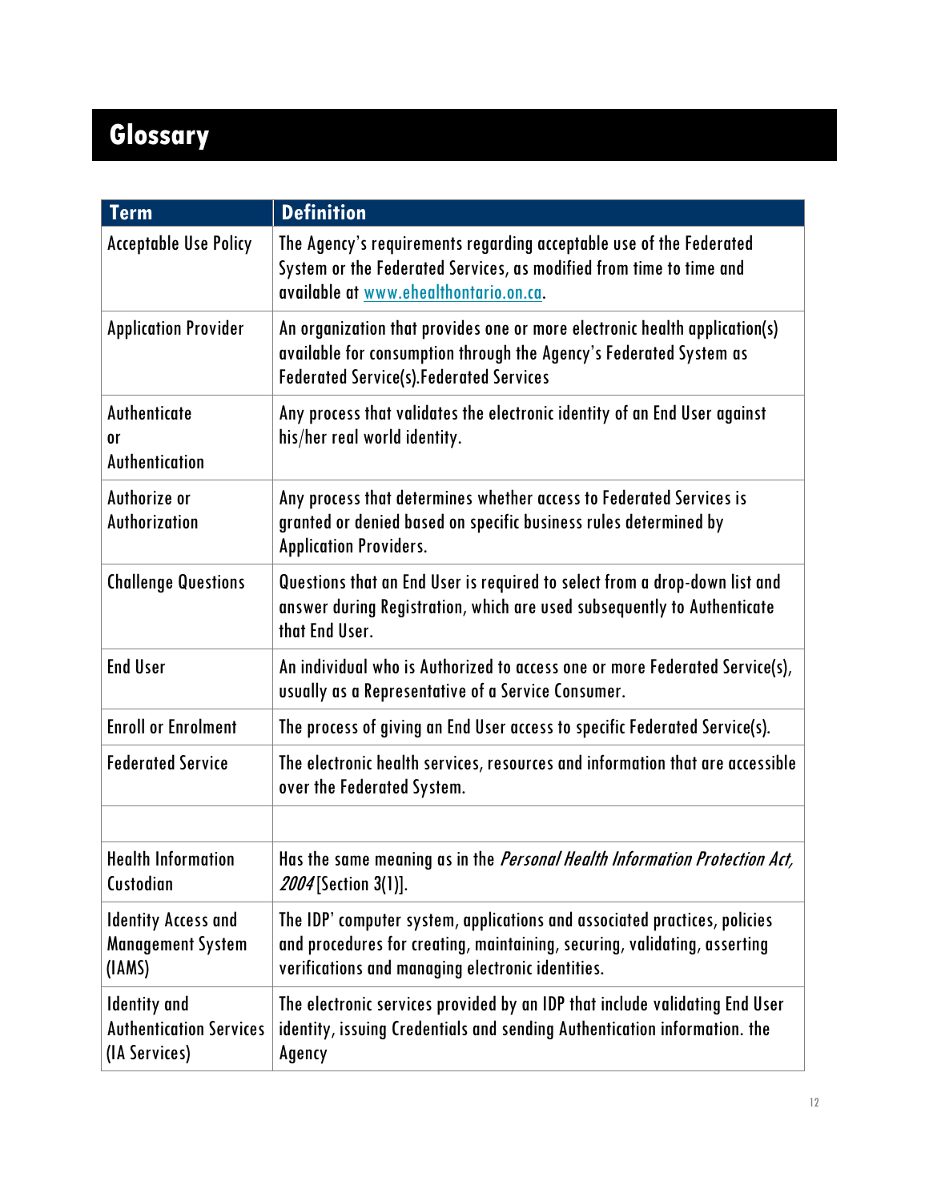# Glossary

| Term | Definition |
|---|---|
| Acceptable Use Policy | The Agency's requirements regarding acceptable use of the Federated System or the Federated Services, as modified from time to time and available at www.ehealthontario.on.ca. |
| Application Provider | An organization that provides one or more electronic health application(s) available for consumption through the Agency's Federated System as Federated Service(s).Federated Services |
| Authenticate or Authentication | Any process that validates the electronic identity of an End User against his/her real world identity. |
| Authorize or Authorization | Any process that determines whether access to Federated Services is granted or denied based on specific business rules determined by Application Providers. |
| Challenge Questions | Questions that an End User is required to select from a drop-down list and answer during Registration, which are used subsequently to Authenticate that End User. |
| End User | An individual who is Authorized to access one or more Federated Service(s), usually as a Representative of a Service Consumer. |
| Enroll or Enrolment | The process of giving an End User access to specific Federated Service(s). |
| Federated Service | The electronic health services, resources and information that are accessible over the Federated System. |
| | |
| Health Information Custodian | Has the same meaning as in the *Personal Health Information Protection Act, 2004* [Section 3(1)]. |
| Identity Access and Management System (IAMS) | The IDP' computer system, applications and associated practices, policies and procedures for creating, maintaining, securing, validating, asserting verifications and managing electronic identities. |
| Identity and Authentication Services (IA Services) | The electronic services provided by an IDP that include validating End User identity, issuing Credentials and sending Authentication information. the Agency |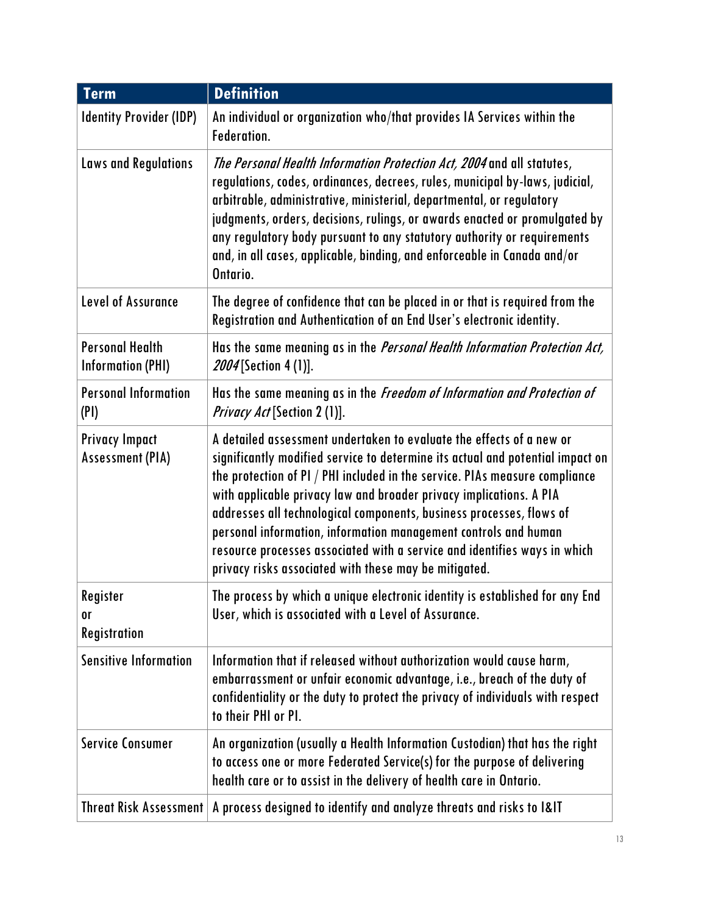| Term | Definition |
| --- | --- |
| Identity Provider (IDP) | An individual or organization who/that provides IA Services within the Federation. |
| Laws and Regulations | *The Personal Health Information Protection Act, 2004* and all statutes, regulations, codes, ordinances, decrees, rules, municipal by-laws, judicial, arbitrable, administrative, ministerial, departmental, or regulatory judgments, orders, decisions, rulings, or awards enacted or promulgated by any regulatory body pursuant to any statutory authority or requirements and, in all cases, applicable, binding, and enforceable in Canada and/or Ontario. |
| Level of Assurance | The degree of confidence that can be placed in or that is required from the Registration and Authentication of an End User's electronic identity. |
| Personal Health Information (PHI) | Has the same meaning as in the *Personal Health Information Protection Act, 2004* [Section 4 (1)]. |
| Personal Information (PI) | Has the same meaning as in the *Freedom of Information and Protection of Privacy Act* [Section 2 (1)]. |
| Privacy Impact Assessment (PIA) | A detailed assessment undertaken to evaluate the effects of a new or significantly modified service to determine its actual and potential impact on the protection of PI / PHI included in the service. PIAs measure compliance with applicable privacy law and broader privacy implications. A PIA addresses all technological components, business processes, flows of personal information, information management controls and human resource processes associated with a service and identifies ways in which privacy risks associated with these may be mitigated. |
| Register or Registration | The process by which a unique electronic identity is established for any End User, which is associated with a Level of Assurance. |
| Sensitive Information | Information that if released without authorization would cause harm, embarrassment or unfair economic advantage, i.e., breach of the duty of confidentiality or the duty to protect the privacy of individuals with respect to their PHI or PI. |
| Service Consumer | An organization (usually a Health Information Custodian) that has the right to access one or more Federated Service(s) for the purpose of delivering health care or to assist in the delivery of health care in Ontario. |
| Threat Risk Assessment | A process designed to identify and analyze threats and risks to I&IT |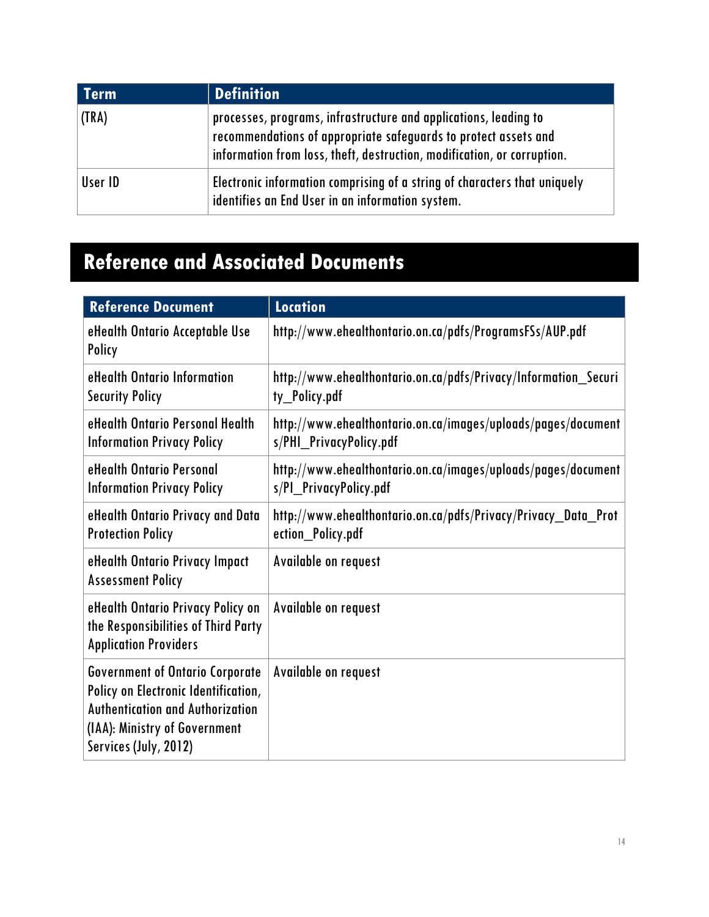| Term | Definition |
| --- | --- |
| (TRA) | processes, programs, infrastructure and applications, leading to recommendations of appropriate safeguards to protect assets and information from loss, theft, destruction, modification, or corruption. |
| User ID | Electronic information comprising of a string of characters that uniquely identifies an End User in an information system. |

# Reference and Associated Documents

| Reference Document | Location |
| --- | --- |
| eHealth Ontario Acceptable Use Policy | http://www.ehealthontario.on.ca/pdfs/ProgramsFSs/AUP.pdf |
| eHealth Ontario Information Security Policy | http://www.ehealthontario.on.ca/pdfs/Privacy/Information_Security_Policy.pdf |
| eHealth Ontario Personal Health Information Privacy Policy | http://www.ehealthontario.on.ca/images/uploads/pages/documents/PHI_PrivacyPolicy.pdf |
| eHealth Ontario Personal Information Privacy Policy | http://www.ehealthontario.on.ca/images/uploads/pages/documents/PI_PrivacyPolicy.pdf |
| eHealth Ontario Privacy and Data Protection Policy | http://www.ehealthontario.on.ca/pdfs/Privacy/Privacy_Data_Protection_Policy.pdf |
| eHealth Ontario Privacy Impact Assessment Policy | Available on request |
| eHealth Ontario Privacy Policy on the Responsibilities of Third Party Application Providers | Available on request |
| Government of Ontario Corporate Policy on Electronic Identification, Authentication and Authorization (IAA): Ministry of Government Services (July, 2012) | Available on request |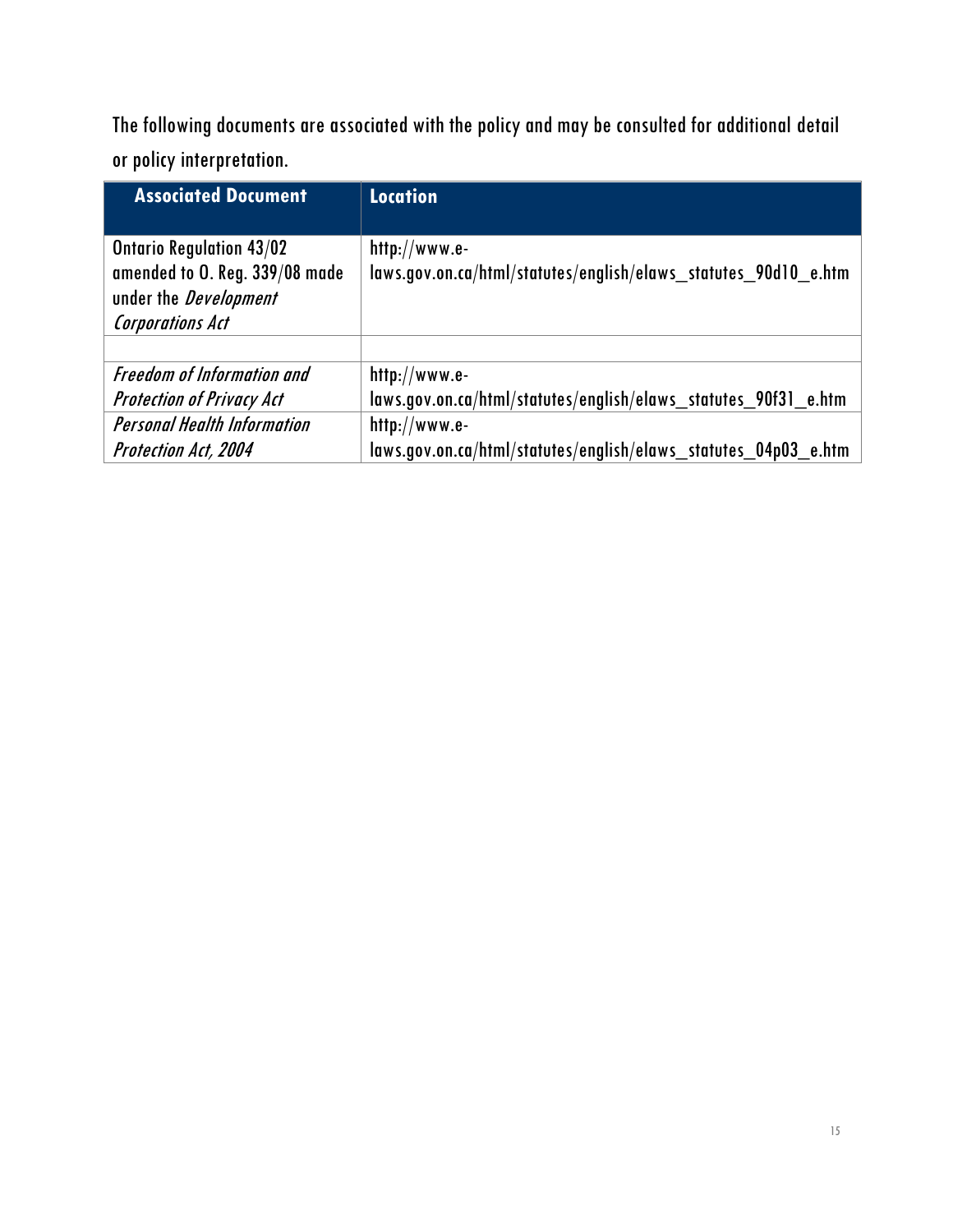The following documents are associated with the policy and may be consulted for additional detail or policy interpretation.

| Associated Document | Location |
| --- | --- |
| Ontario Regulation 43/02 amended to O. Reg. 339/08 made under the *Development Corporations Act* | http://www.e-laws.gov.on.ca/html/statutes/english/elaws_statutes_90d10_e.htm |
| | |
| *Freedom of Information and Protection of Privacy Act* | http://www.e-laws.gov.on.ca/html/statutes/english/elaws_statutes_90f31_e.htm |
| *Personal Health Information Protection Act, 2004* | http://www.e-laws.gov.on.ca/html/statutes/english/elaws_statutes_04p03_e.htm |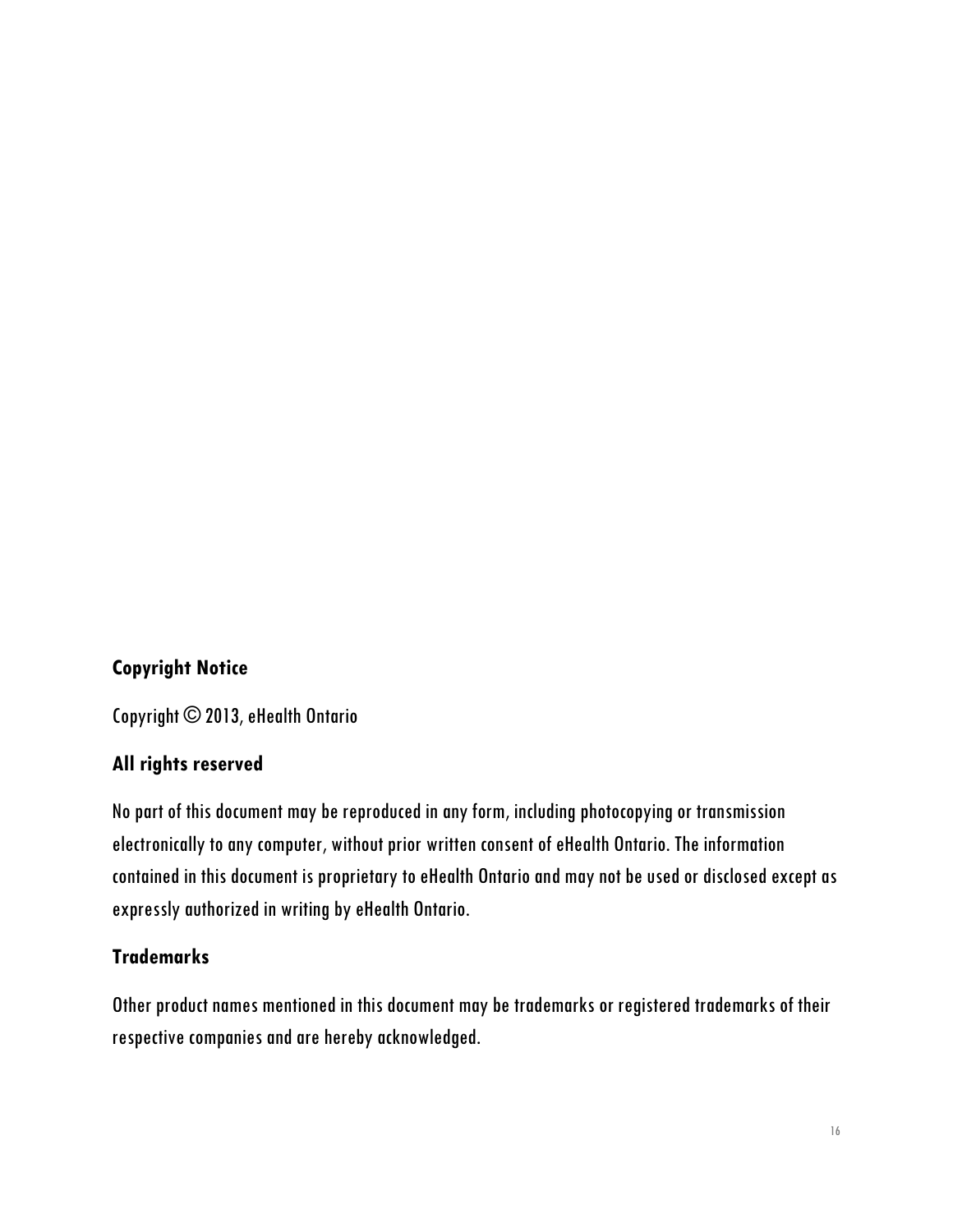**Copyright Notice**

Copyright © 2013, eHealth Ontario

**All rights reserved**

No part of this document may be reproduced in any form, including photocopying or transmission electronically to any computer, without prior written consent of eHealth Ontario. The information contained in this document is proprietary to eHealth Ontario and may not be used or disclosed except as expressly authorized in writing by eHealth Ontario.

**Trademarks**

Other product names mentioned in this document may be trademarks or registered trademarks of their respective companies and are hereby acknowledged.